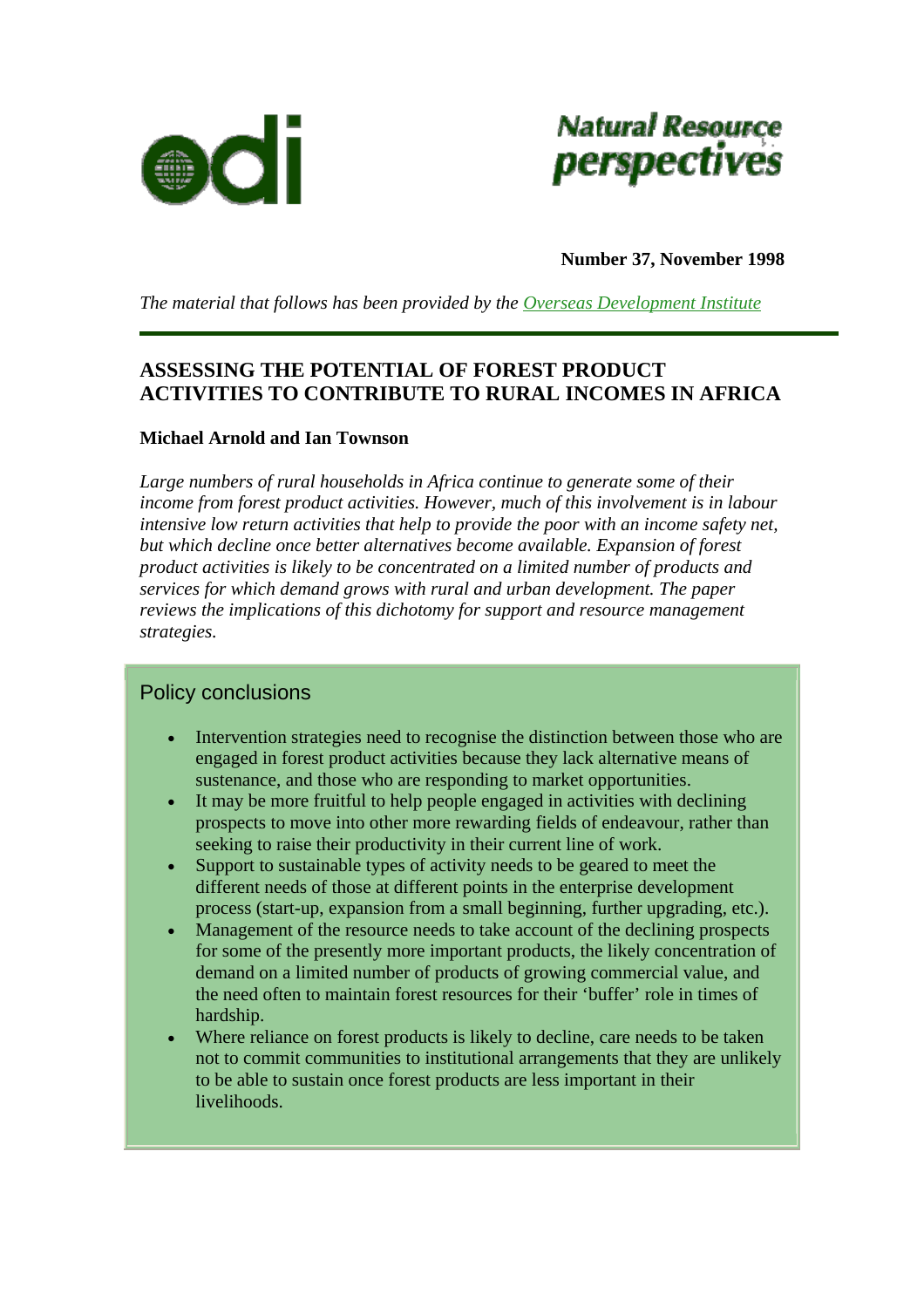odi

Natural Resource perspectives

**Number 37, November 1998**

*The material that follows has been provided by the Overseas Development Institute*

# ASSESSING THE POTENTIAL OF FOREST PRODUCT ACTIVITIES TO CONTRIBUTE TO RURAL INCOMES IN AFRICA

**Michael Arnold and Ian Townson**

*Large numbers of rural households in Africa continue to generate some of their income from forest product activities. However, much of this involvement is in labour intensive low return activities that help to provide the poor with an income safety net, but which decline once better alternatives become available. Expansion of forest product activities is likely to be concentrated on a limited number of products and services for which demand grows with rural and urban development. The paper reviews the implications of this dichotomy for support and resource management strategies.*

## Policy conclusions

- Intervention strategies need to recognise the distinction between those who are engaged in forest product activities because they lack alternative means of sustenance, and those who are responding to market opportunities.
- It may be more fruitful to help people engaged in activities with declining prospects to move into other more rewarding fields of endeavour, rather than seeking to raise their productivity in their current line of work.
- Support to sustainable types of activity needs to be geared to meet the different needs of those at different points in the enterprise development process (start-up, expansion from a small beginning, further upgrading, etc.).
- Management of the resource needs to take account of the declining prospects for some of the presently more important products, the likely concentration of demand on a limited number of products of growing commercial value, and the need often to maintain forest resources for their 'buffer' role in times of hardship.
- Where reliance on forest products is likely to decline, care needs to be taken not to commit communities to institutional arrangements that they are unlikely to be able to sustain once forest products are less important in their livelihoods.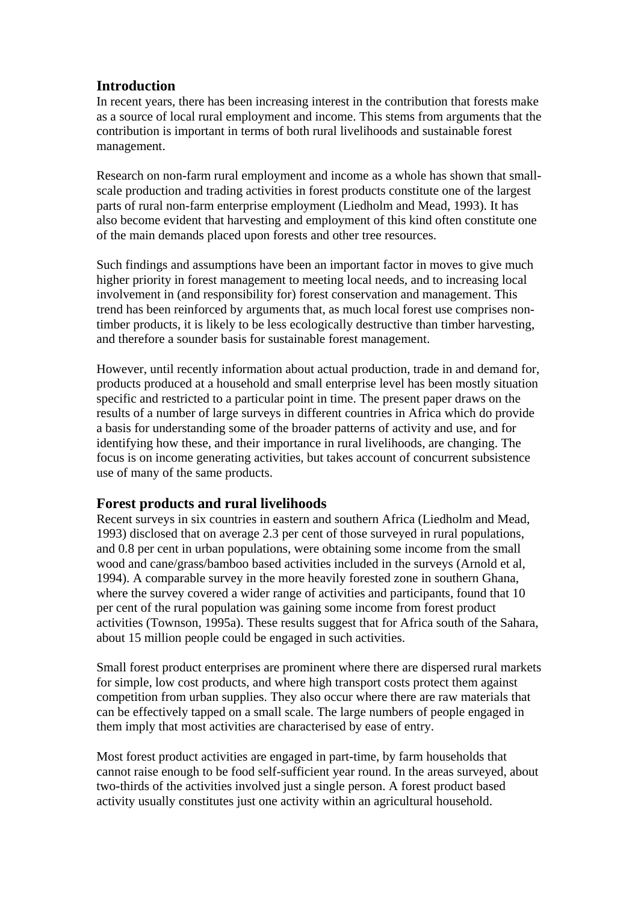## Introduction

In recent years, there has been increasing interest in the contribution that forests make as a source of local rural employment and income. This stems from arguments that the contribution is important in terms of both rural livelihoods and sustainable forest management.

Research on non-farm rural employment and income as a whole has shown that small-scale production and trading activities in forest products constitute one of the largest parts of rural non-farm enterprise employment (Liedholm and Mead, 1993). It has also become evident that harvesting and employment of this kind often constitute one of the main demands placed upon forests and other tree resources.

Such findings and assumptions have been an important factor in moves to give much higher priority in forest management to meeting local needs, and to increasing local involvement in (and responsibility for) forest conservation and management. This trend has been reinforced by arguments that, as much local forest use comprises non-timber products, it is likely to be less ecologically destructive than timber harvesting, and therefore a sounder basis for sustainable forest management.

However, until recently information about actual production, trade in and demand for, products produced at a household and small enterprise level has been mostly situation specific and restricted to a particular point in time. The present paper draws on the results of a number of large surveys in different countries in Africa which do provide a basis for understanding some of the broader patterns of activity and use, and for identifying how these, and their importance in rural livelihoods, are changing. The focus is on income generating activities, but takes account of concurrent subsistence use of many of the same products.

## Forest products and rural livelihoods

Recent surveys in six countries in eastern and southern Africa (Liedholm and Mead, 1993) disclosed that on average 2.3 per cent of those surveyed in rural populations, and 0.8 per cent in urban populations, were obtaining some income from the small wood and cane/grass/bamboo based activities included in the surveys (Arnold et al, 1994). A comparable survey in the more heavily forested zone in southern Ghana, where the survey covered a wider range of activities and participants, found that 10 per cent of the rural population was gaining some income from forest product activities (Townson, 1995a). These results suggest that for Africa south of the Sahara, about 15 million people could be engaged in such activities.

Small forest product enterprises are prominent where there are dispersed rural markets for simple, low cost products, and where high transport costs protect them against competition from urban supplies. They also occur where there are raw materials that can be effectively tapped on a small scale. The large numbers of people engaged in them imply that most activities are characterised by ease of entry.

Most forest product activities are engaged in part-time, by farm households that cannot raise enough to be food self-sufficient year round. In the areas surveyed, about two-thirds of the activities involved just a single person. A forest product based activity usually constitutes just one activity within an agricultural household.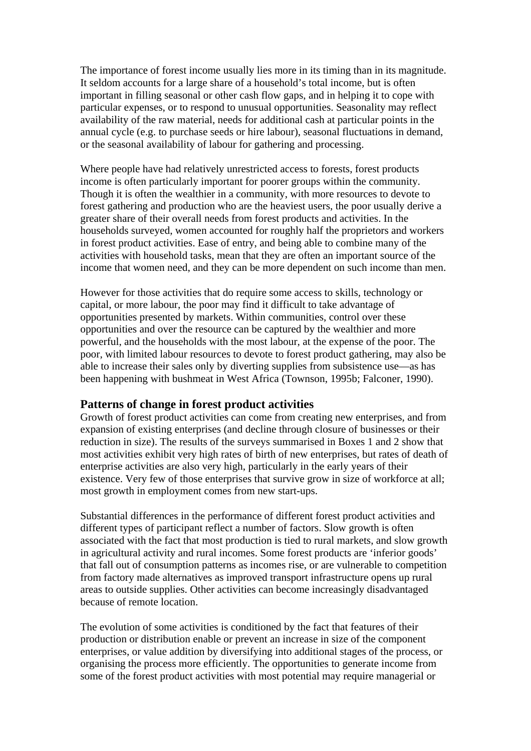The importance of forest income usually lies more in its timing than in its magnitude. It seldom accounts for a large share of a household's total income, but is often important in filling seasonal or other cash flow gaps, and in helping it to cope with particular expenses, or to respond to unusual opportunities. Seasonality may reflect availability of the raw material, needs for additional cash at particular points in the annual cycle (e.g. to purchase seeds or hire labour), seasonal fluctuations in demand, or the seasonal availability of labour for gathering and processing.

Where people have had relatively unrestricted access to forests, forest products income is often particularly important for poorer groups within the community. Though it is often the wealthier in a community, with more resources to devote to forest gathering and production who are the heaviest users, the poor usually derive a greater share of their overall needs from forest products and activities. In the households surveyed, women accounted for roughly half the proprietors and workers in forest product activities. Ease of entry, and being able to combine many of the activities with household tasks, mean that they are often an important source of the income that women need, and they can be more dependent on such income than men.

However for those activities that do require some access to skills, technology or capital, or more labour, the poor may find it difficult to take advantage of opportunities presented by markets. Within communities, control over these opportunities and over the resource can be captured by the wealthier and more powerful, and the households with the most labour, at the expense of the poor. The poor, with limited labour resources to devote to forest product gathering, may also be able to increase their sales only by diverting supplies from subsistence use—as has been happening with bushmeat in West Africa (Townson, 1995b; Falconer, 1990).

## Patterns of change in forest product activities

Growth of forest product activities can come from creating new enterprises, and from expansion of existing enterprises (and decline through closure of businesses or their reduction in size). The results of the surveys summarised in Boxes 1 and 2 show that most activities exhibit very high rates of birth of new enterprises, but rates of death of enterprise activities are also very high, particularly in the early years of their existence. Very few of those enterprises that survive grow in size of workforce at all; most growth in employment comes from new start-ups.

Substantial differences in the performance of different forest product activities and different types of participant reflect a number of factors. Slow growth is often associated with the fact that most production is tied to rural markets, and slow growth in agricultural activity and rural incomes. Some forest products are 'inferior goods' that fall out of consumption patterns as incomes rise, or are vulnerable to competition from factory made alternatives as improved transport infrastructure opens up rural areas to outside supplies. Other activities can become increasingly disadvantaged because of remote location.

The evolution of some activities is conditioned by the fact that features of their production or distribution enable or prevent an increase in size of the component enterprises, or value addition by diversifying into additional stages of the process, or organising the process more efficiently. The opportunities to generate income from some of the forest product activities with most potential may require managerial or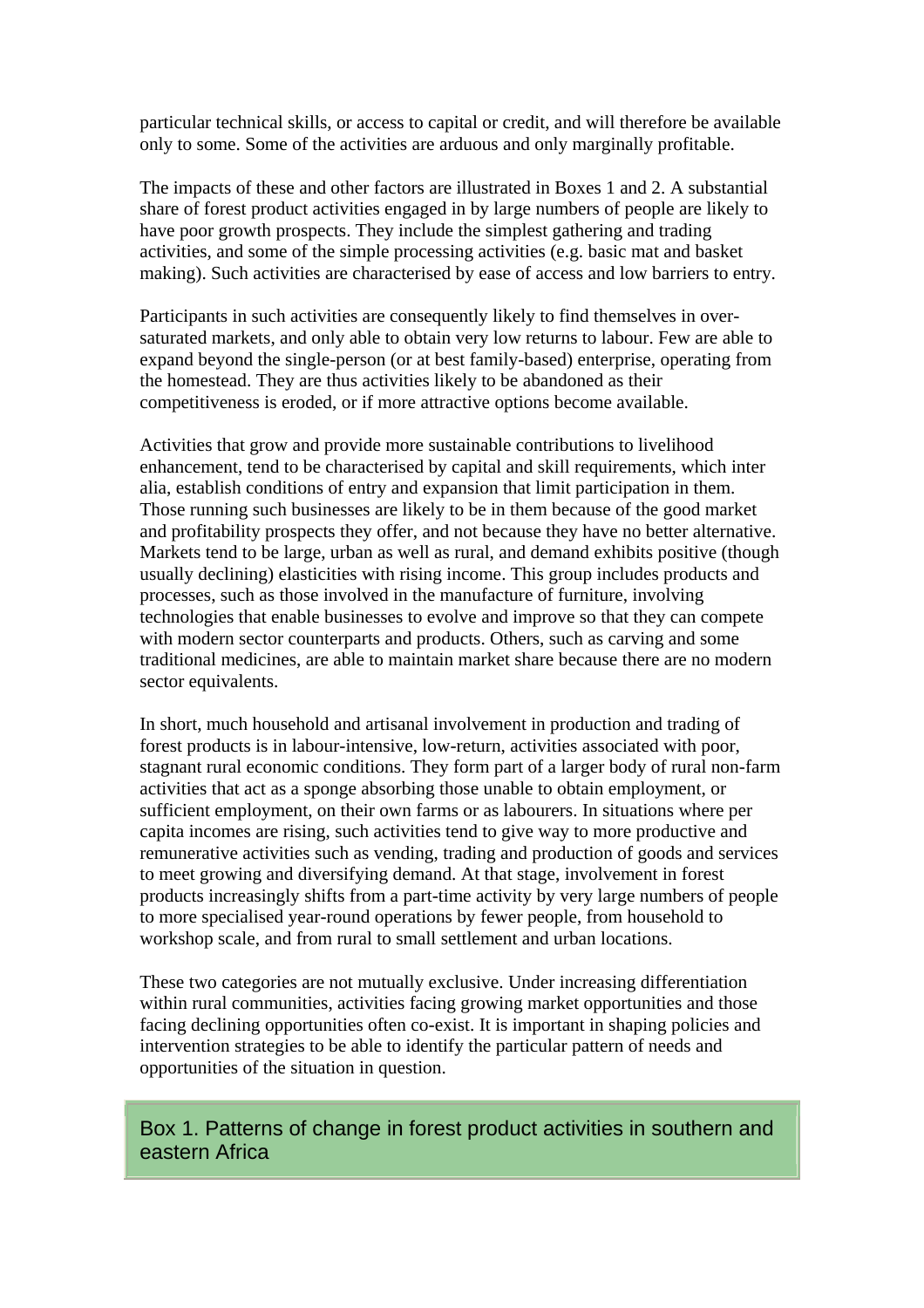particular technical skills, or access to capital or credit, and will therefore be available only to some. Some of the activities are arduous and only marginally profitable.

The impacts of these and other factors are illustrated in Boxes 1 and 2. A substantial share of forest product activities engaged in by large numbers of people are likely to have poor growth prospects. They include the simplest gathering and trading activities, and some of the simple processing activities (e.g. basic mat and basket making). Such activities are characterised by ease of access and low barriers to entry.

Participants in such activities are consequently likely to find themselves in over-saturated markets, and only able to obtain very low returns to labour. Few are able to expand beyond the single-person (or at best family-based) enterprise, operating from the homestead. They are thus activities likely to be abandoned as their competitiveness is eroded, or if more attractive options become available.

Activities that grow and provide more sustainable contributions to livelihood enhancement, tend to be characterised by capital and skill requirements, which inter alia, establish conditions of entry and expansion that limit participation in them. Those running such businesses are likely to be in them because of the good market and profitability prospects they offer, and not because they have no better alternative. Markets tend to be large, urban as well as rural, and demand exhibits positive (though usually declining) elasticities with rising income. This group includes products and processes, such as those involved in the manufacture of furniture, involving technologies that enable businesses to evolve and improve so that they can compete with modern sector counterparts and products. Others, such as carving and some traditional medicines, are able to maintain market share because there are no modern sector equivalents.

In short, much household and artisanal involvement in production and trading of forest products is in labour-intensive, low-return, activities associated with poor, stagnant rural economic conditions. They form part of a larger body of rural non-farm activities that act as a sponge absorbing those unable to obtain employment, or sufficient employment, on their own farms or as labourers. In situations where per capita incomes are rising, such activities tend to give way to more productive and remunerative activities such as vending, trading and production of goods and services to meet growing and diversifying demand. At that stage, involvement in forest products increasingly shifts from a part-time activity by very large numbers of people to more specialised year-round operations by fewer people, from household to workshop scale, and from rural to small settlement and urban locations.

These two categories are not mutually exclusive. Under increasing differentiation within rural communities, activities facing growing market opportunities and those facing declining opportunities often co-exist. It is important in shaping policies and intervention strategies to be able to identify the particular pattern of needs and opportunities of the situation in question.

### Box 1. Patterns of change in forest product activities in southern and eastern Africa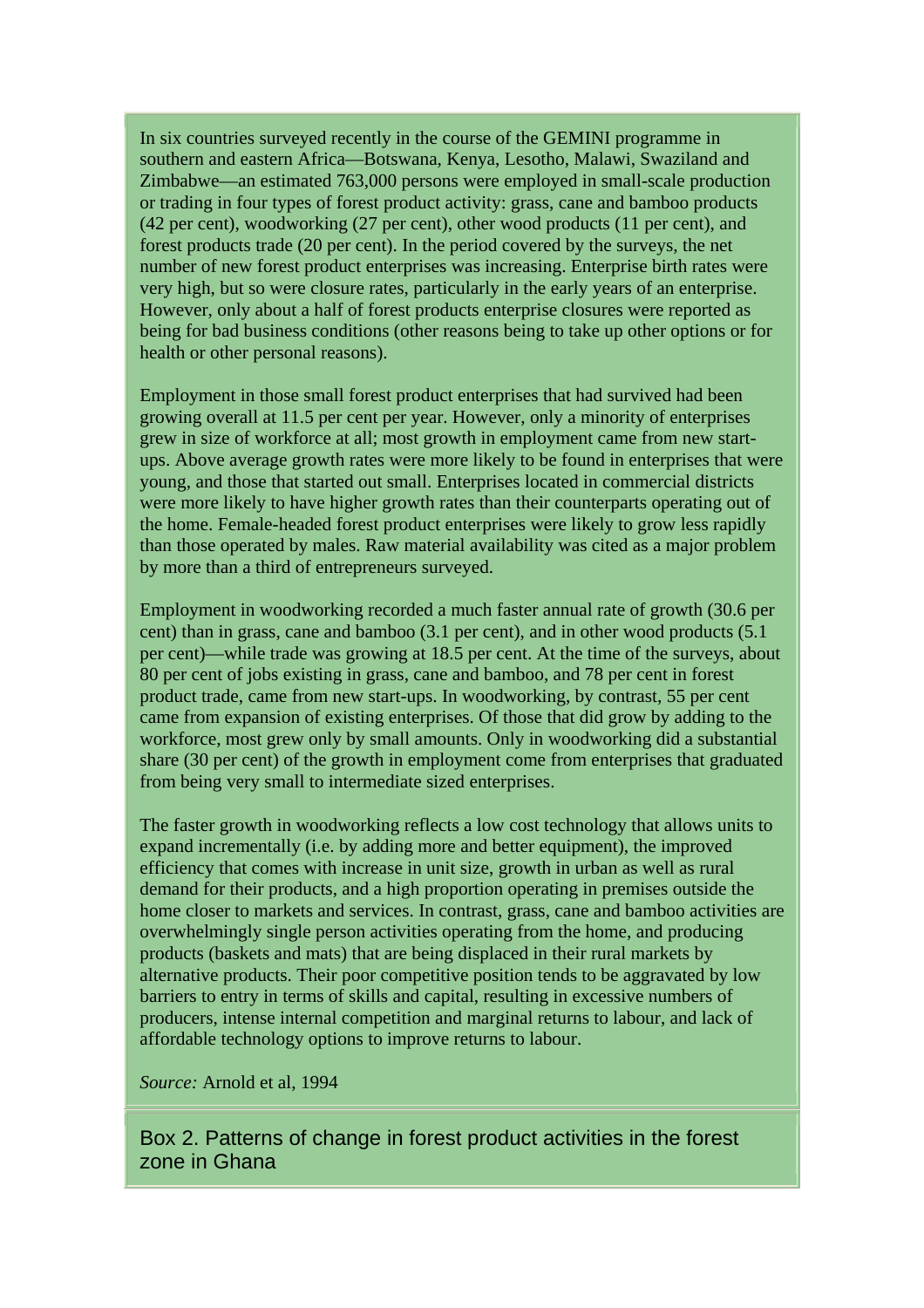In six countries surveyed recently in the course of the GEMINI programme in southern and eastern Africa—Botswana, Kenya, Lesotho, Malawi, Swaziland and Zimbabwe—an estimated 763,000 persons were employed in small-scale production or trading in four types of forest product activity: grass, cane and bamboo products (42 per cent), woodworking (27 per cent), other wood products (11 per cent), and forest products trade (20 per cent). In the period covered by the surveys, the net number of new forest product enterprises was increasing. Enterprise birth rates were very high, but so were closure rates, particularly in the early years of an enterprise. However, only about a half of forest products enterprise closures were reported as being for bad business conditions (other reasons being to take up other options or for health or other personal reasons).

Employment in those small forest product enterprises that had survived had been growing overall at 11.5 per cent per year. However, only a minority of enterprises grew in size of workforce at all; most growth in employment came from new start-ups. Above average growth rates were more likely to be found in enterprises that were young, and those that started out small. Enterprises located in commercial districts were more likely to have higher growth rates than their counterparts operating out of the home. Female-headed forest product enterprises were likely to grow less rapidly than those operated by males. Raw material availability was cited as a major problem by more than a third of entrepreneurs surveyed.

Employment in woodworking recorded a much faster annual rate of growth (30.6 per cent) than in grass, cane and bamboo (3.1 per cent), and in other wood products (5.1 per cent)—while trade was growing at 18.5 per cent. At the time of the surveys, about 80 per cent of jobs existing in grass, cane and bamboo, and 78 per cent in forest product trade, came from new start-ups. In woodworking, by contrast, 55 per cent came from expansion of existing enterprises. Of those that did grow by adding to the workforce, most grew only by small amounts. Only in woodworking did a substantial share (30 per cent) of the growth in employment come from enterprises that graduated from being very small to intermediate sized enterprises.

The faster growth in woodworking reflects a low cost technology that allows units to expand incrementally (i.e. by adding more and better equipment), the improved efficiency that comes with increase in unit size, growth in urban as well as rural demand for their products, and a high proportion operating in premises outside the home closer to markets and services. In contrast, grass, cane and bamboo activities are overwhelmingly single person activities operating from the home, and producing products (baskets and mats) that are being displaced in their rural markets by alternative products. Their poor competitive position tends to be aggravated by low barriers to entry in terms of skills and capital, resulting in excessive numbers of producers, intense internal competition and marginal returns to labour, and lack of affordable technology options to improve returns to labour.

*Source:* Arnold et al, 1994

### Box 2. Patterns of change in forest product activities in the forest zone in Ghana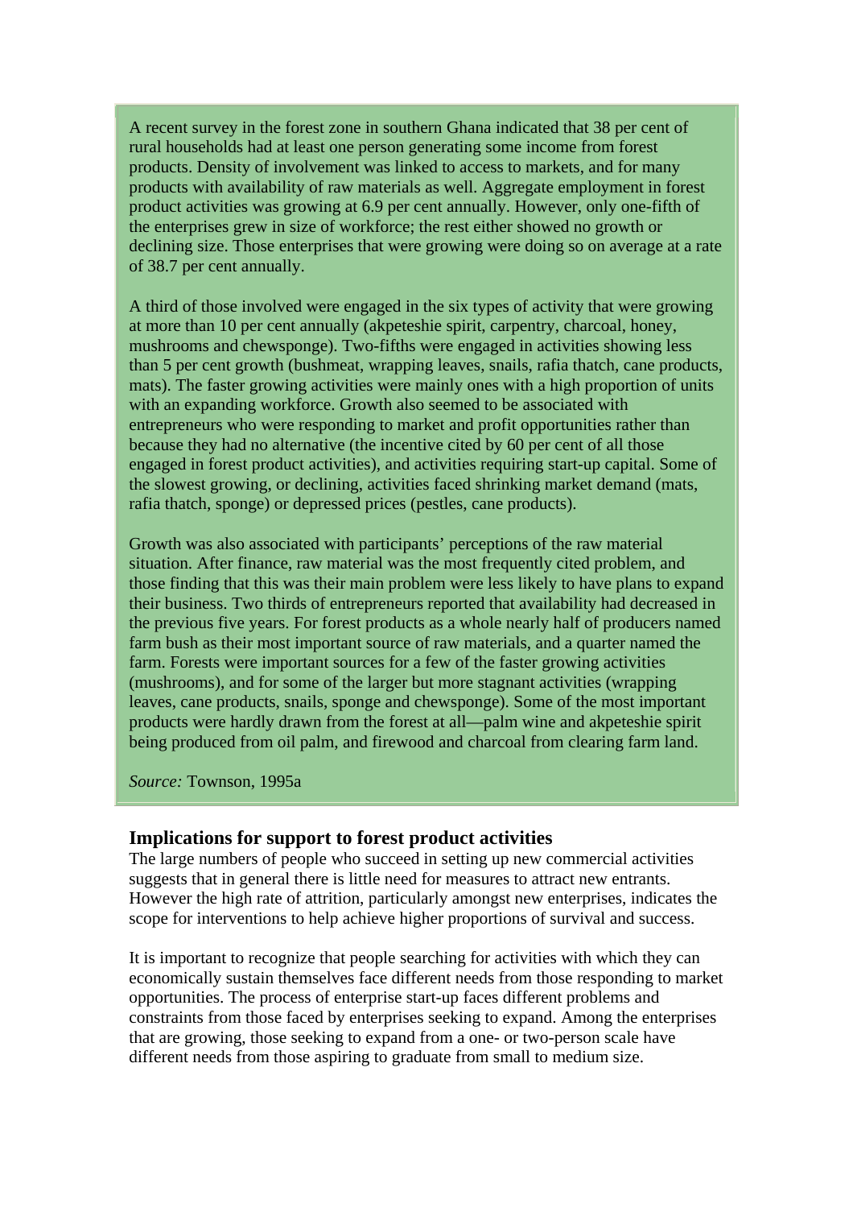A recent survey in the forest zone in southern Ghana indicated that 38 per cent of rural households had at least one person generating some income from forest products. Density of involvement was linked to access to markets, and for many products with availability of raw materials as well. Aggregate employment in forest product activities was growing at 6.9 per cent annually. However, only one-fifth of the enterprises grew in size of workforce; the rest either showed no growth or declining size. Those enterprises that were growing were doing so on average at a rate of 38.7 per cent annually.

A third of those involved were engaged in the six types of activity that were growing at more than 10 per cent annually (akpeteshie spirit, carpentry, charcoal, honey, mushrooms and chewsponge). Two-fifths were engaged in activities showing less than 5 per cent growth (bushmeat, wrapping leaves, snails, rafia thatch, cane products, mats). The faster growing activities were mainly ones with a high proportion of units with an expanding workforce. Growth also seemed to be associated with entrepreneurs who were responding to market and profit opportunities rather than because they had no alternative (the incentive cited by 60 per cent of all those engaged in forest product activities), and activities requiring start-up capital. Some of the slowest growing, or declining, activities faced shrinking market demand (mats, rafia thatch, sponge) or depressed prices (pestles, cane products).

Growth was also associated with participants' perceptions of the raw material situation. After finance, raw material was the most frequently cited problem, and those finding that this was their main problem were less likely to have plans to expand their business. Two thirds of entrepreneurs reported that availability had decreased in the previous five years. For forest products as a whole nearly half of producers named farm bush as their most important source of raw materials, and a quarter named the farm. Forests were important sources for a few of the faster growing activities (mushrooms), and for some of the larger but more stagnant activities (wrapping leaves, cane products, snails, sponge and chewsponge). Some of the most important products were hardly drawn from the forest at all—palm wine and akpeteshie spirit being produced from oil palm, and firewood and charcoal from clearing farm land.

*Source:* Townson, 1995a

### Implications for support to forest product activities

The large numbers of people who succeed in setting up new commercial activities suggests that in general there is little need for measures to attract new entrants. However the high rate of attrition, particularly amongst new enterprises, indicates the scope for interventions to help achieve higher proportions of survival and success.

It is important to recognize that people searching for activities with which they can economically sustain themselves face different needs from those responding to market opportunities. The process of enterprise start-up faces different problems and constraints from those faced by enterprises seeking to expand. Among the enterprises that are growing, those seeking to expand from a one- or two-person scale have different needs from those aspiring to graduate from small to medium size.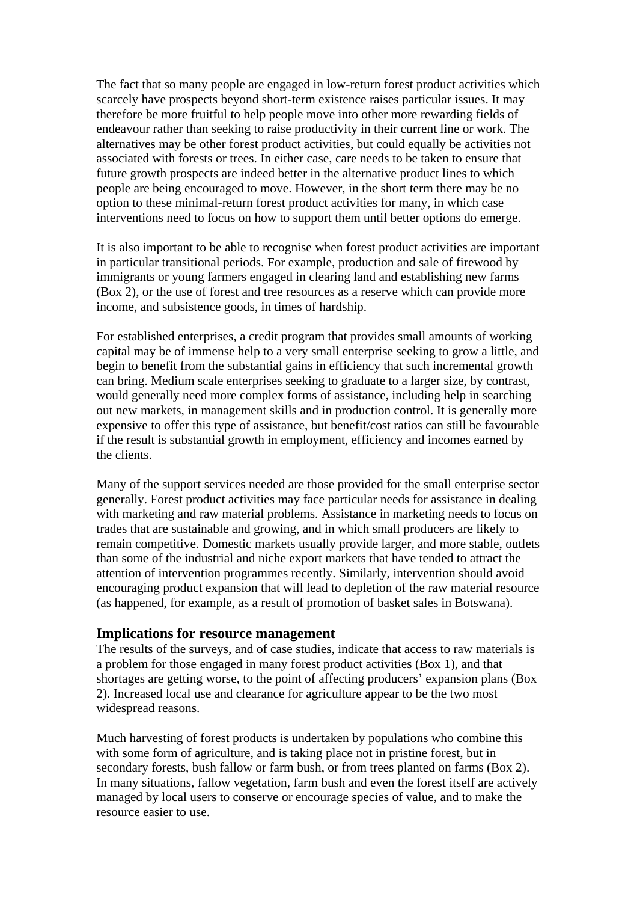The fact that so many people are engaged in low-return forest product activities which scarcely have prospects beyond short-term existence raises particular issues. It may therefore be more fruitful to help people move into other more rewarding fields of endeavour rather than seeking to raise productivity in their current line or work. The alternatives may be other forest product activities, but could equally be activities not associated with forests or trees. In either case, care needs to be taken to ensure that future growth prospects are indeed better in the alternative product lines to which people are being encouraged to move. However, in the short term there may be no option to these minimal-return forest product activities for many, in which case interventions need to focus on how to support them until better options do emerge.

It is also important to be able to recognise when forest product activities are important in particular transitional periods. For example, production and sale of firewood by immigrants or young farmers engaged in clearing land and establishing new farms (Box 2), or the use of forest and tree resources as a reserve which can provide more income, and subsistence goods, in times of hardship.

For established enterprises, a credit program that provides small amounts of working capital may be of immense help to a very small enterprise seeking to grow a little, and begin to benefit from the substantial gains in efficiency that such incremental growth can bring. Medium scale enterprises seeking to graduate to a larger size, by contrast, would generally need more complex forms of assistance, including help in searching out new markets, in management skills and in production control. It is generally more expensive to offer this type of assistance, but benefit/cost ratios can still be favourable if the result is substantial growth in employment, efficiency and incomes earned by the clients.

Many of the support services needed are those provided for the small enterprise sector generally. Forest product activities may face particular needs for assistance in dealing with marketing and raw material problems. Assistance in marketing needs to focus on trades that are sustainable and growing, and in which small producers are likely to remain competitive. Domestic markets usually provide larger, and more stable, outlets than some of the industrial and niche export markets that have tended to attract the attention of intervention programmes recently. Similarly, intervention should avoid encouraging product expansion that will lead to depletion of the raw material resource (as happened, for example, as a result of promotion of basket sales in Botswana).

## Implications for resource management

The results of the surveys, and of case studies, indicate that access to raw materials is a problem for those engaged in many forest product activities (Box 1), and that shortages are getting worse, to the point of affecting producers' expansion plans (Box 2). Increased local use and clearance for agriculture appear to be the two most widespread reasons.

Much harvesting of forest products is undertaken by populations who combine this with some form of agriculture, and is taking place not in pristine forest, but in secondary forests, bush fallow or farm bush, or from trees planted on farms (Box 2). In many situations, fallow vegetation, farm bush and even the forest itself are actively managed by local users to conserve or encourage species of value, and to make the resource easier to use.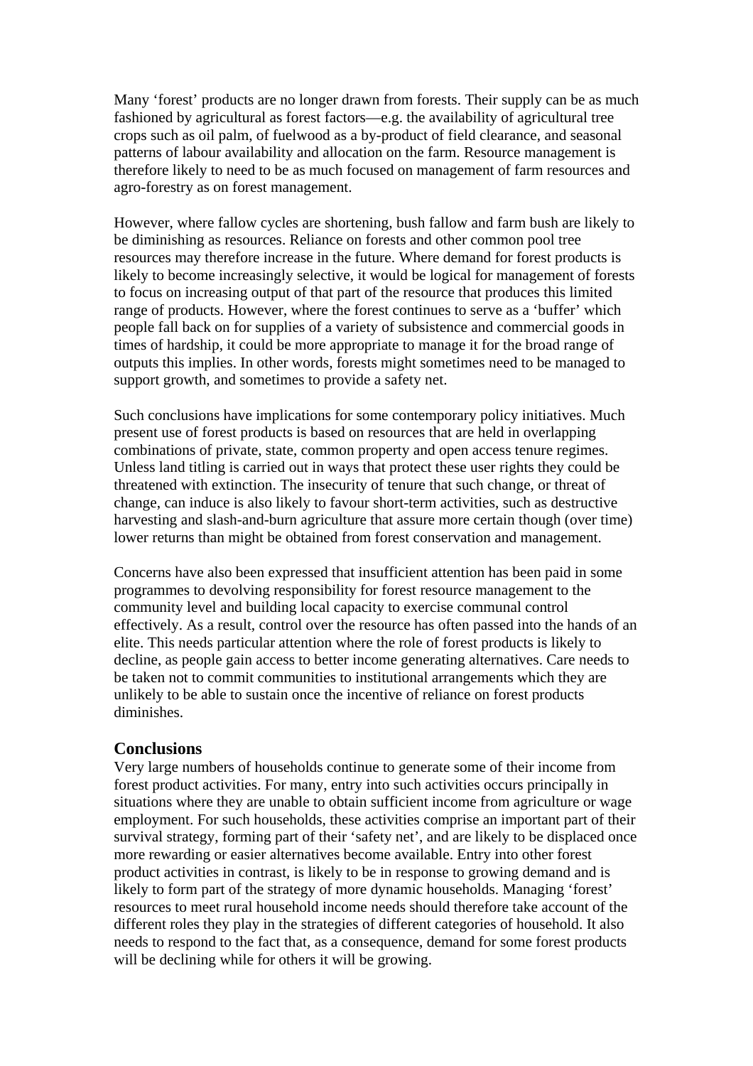Many 'forest' products are no longer drawn from forests. Their supply can be as much fashioned by agricultural as forest factors—e.g. the availability of agricultural tree crops such as oil palm, of fuelwood as a by-product of field clearance, and seasonal patterns of labour availability and allocation on the farm. Resource management is therefore likely to need to be as much focused on management of farm resources and agro-forestry as on forest management.

However, where fallow cycles are shortening, bush fallow and farm bush are likely to be diminishing as resources. Reliance on forests and other common pool tree resources may therefore increase in the future. Where demand for forest products is likely to become increasingly selective, it would be logical for management of forests to focus on increasing output of that part of the resource that produces this limited range of products. However, where the forest continues to serve as a 'buffer' which people fall back on for supplies of a variety of subsistence and commercial goods in times of hardship, it could be more appropriate to manage it for the broad range of outputs this implies. In other words, forests might sometimes need to be managed to support growth, and sometimes to provide a safety net.

Such conclusions have implications for some contemporary policy initiatives. Much present use of forest products is based on resources that are held in overlapping combinations of private, state, common property and open access tenure regimes. Unless land titling is carried out in ways that protect these user rights they could be threatened with extinction. The insecurity of tenure that such change, or threat of change, can induce is also likely to favour short-term activities, such as destructive harvesting and slash-and-burn agriculture that assure more certain though (over time) lower returns than might be obtained from forest conservation and management.

Concerns have also been expressed that insufficient attention has been paid in some programmes to devolving responsibility for forest resource management to the community level and building local capacity to exercise communal control effectively. As a result, control over the resource has often passed into the hands of an elite. This needs particular attention where the role of forest products is likely to decline, as people gain access to better income generating alternatives. Care needs to be taken not to commit communities to institutional arrangements which they are unlikely to be able to sustain once the incentive of reliance on forest products diminishes.

## Conclusions

Very large numbers of households continue to generate some of their income from forest product activities. For many, entry into such activities occurs principally in situations where they are unable to obtain sufficient income from agriculture or wage employment. For such households, these activities comprise an important part of their survival strategy, forming part of their 'safety net', and are likely to be displaced once more rewarding or easier alternatives become available. Entry into other forest product activities in contrast, is likely to be in response to growing demand and is likely to form part of the strategy of more dynamic households. Managing 'forest' resources to meet rural household income needs should therefore take account of the different roles they play in the strategies of different categories of household. It also needs to respond to the fact that, as a consequence, demand for some forest products will be declining while for others it will be growing.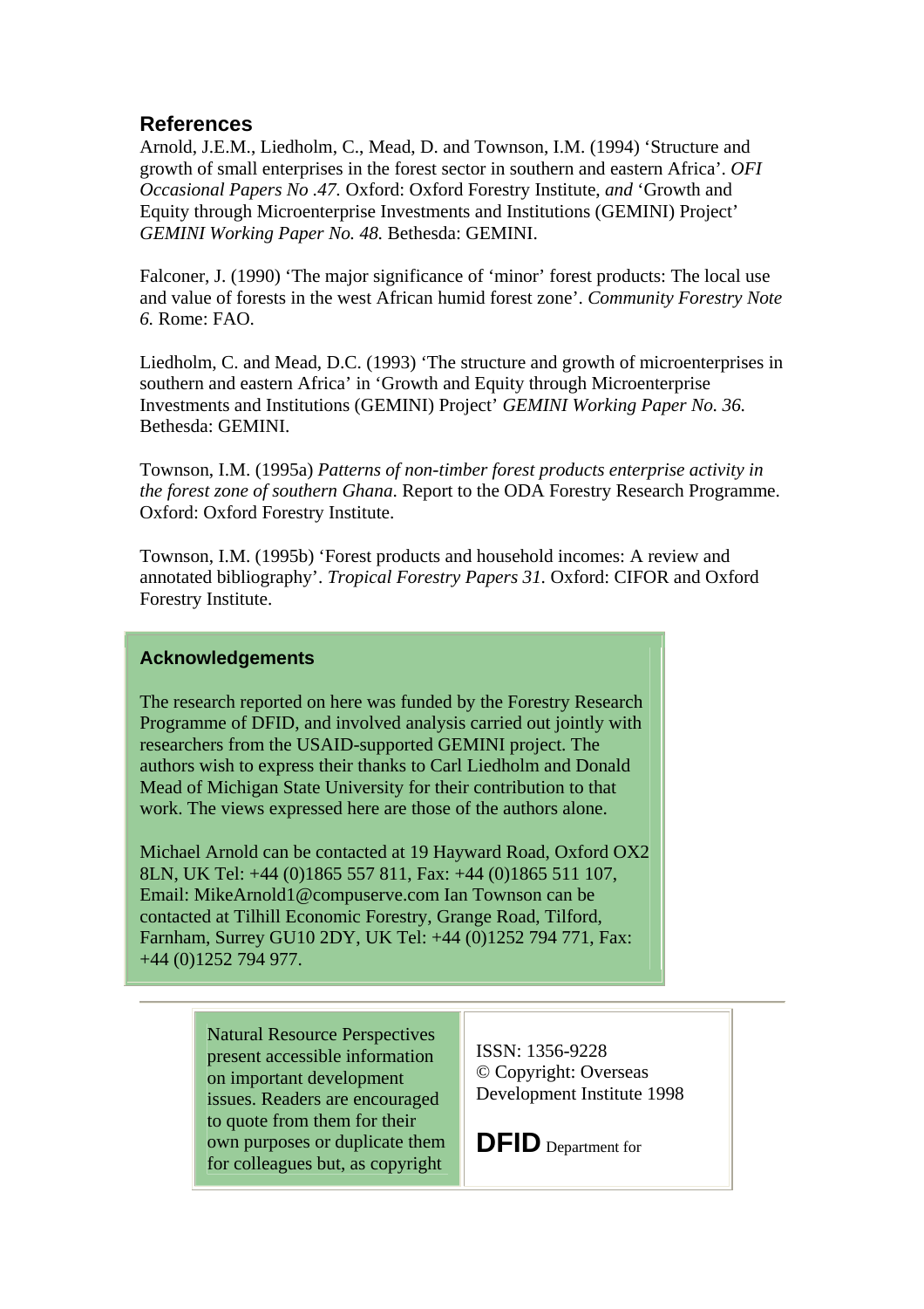## References

Arnold, J.E.M., Liedholm, C., Mead, D. and Townson, I.M. (1994) 'Structure and growth of small enterprises in the forest sector in southern and eastern Africa'. *OFI Occasional Papers No .47.* Oxford: Oxford Forestry Institute, *and* 'Growth and Equity through Microenterprise Investments and Institutions (GEMINI) Project' *GEMINI Working Paper No. 48.* Bethesda: GEMINI.

Falconer, J. (1990) 'The major significance of 'minor' forest products: The local use and value of forests in the west African humid forest zone'. *Community Forestry Note 6.* Rome: FAO.

Liedholm, C. and Mead, D.C. (1993) 'The structure and growth of microenterprises in southern and eastern Africa' in 'Growth and Equity through Microenterprise Investments and Institutions (GEMINI) Project' *GEMINI Working Paper No. 36.* Bethesda: GEMINI.

Townson, I.M. (1995a) *Patterns of non-timber forest products enterprise activity in the forest zone of southern Ghana.* Report to the ODA Forestry Research Programme. Oxford: Oxford Forestry Institute.

Townson, I.M. (1995b) 'Forest products and household incomes: A review and annotated bibliography'. *Tropical Forestry Papers 31.* Oxford: CIFOR and Oxford Forestry Institute.

## Acknowledgements

The research reported on here was funded by the Forestry Research Programme of DFID, and involved analysis carried out jointly with researchers from the USAID-supported GEMINI project. The authors wish to express their thanks to Carl Liedholm and Donald Mead of Michigan State University for their contribution to that work. The views expressed here are those of the authors alone.

Michael Arnold can be contacted at 19 Hayward Road, Oxford OX2 8LN, UK Tel: +44 (0)1865 557 811, Fax: +44 (0)1865 511 107, Email: MikeArnold1@compuserve.com Ian Townson can be contacted at Tilhill Economic Forestry, Grange Road, Tilford, Farnham, Surrey GU10 2DY, UK Tel: +44 (0)1252 794 771, Fax: +44 (0)1252 794 977.

---

Natural Resource Perspectives present accessible information on important development issues. Readers are encouraged to quote from them for their own purposes or duplicate them for colleagues but, as copyright

ISSN: 1356-9228
© Copyright: Overseas Development Institute 1998

**DFID** Department for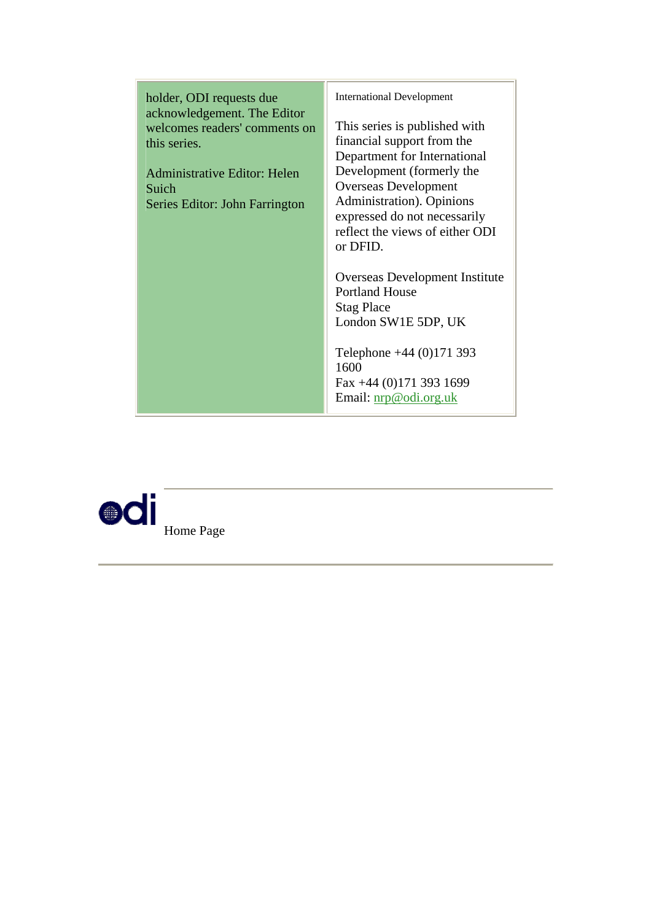holder, ODI requests due acknowledgement. The Editor welcomes readers' comments on this series.

Administrative Editor: Helen Suich
Series Editor: John Farrington

International Development

This series is published with financial support from the Department for International Development (formerly the Overseas Development Administration). Opinions expressed do not necessarily reflect the views of either ODI or DFID.

Overseas Development Institute
Portland House
Stag Place
London SW1E 5DP, UK

Telephone +44 (0)171 393 1600
Fax +44 (0)171 393 1699
Email: nrp@odi.org.uk

odi

Home Page